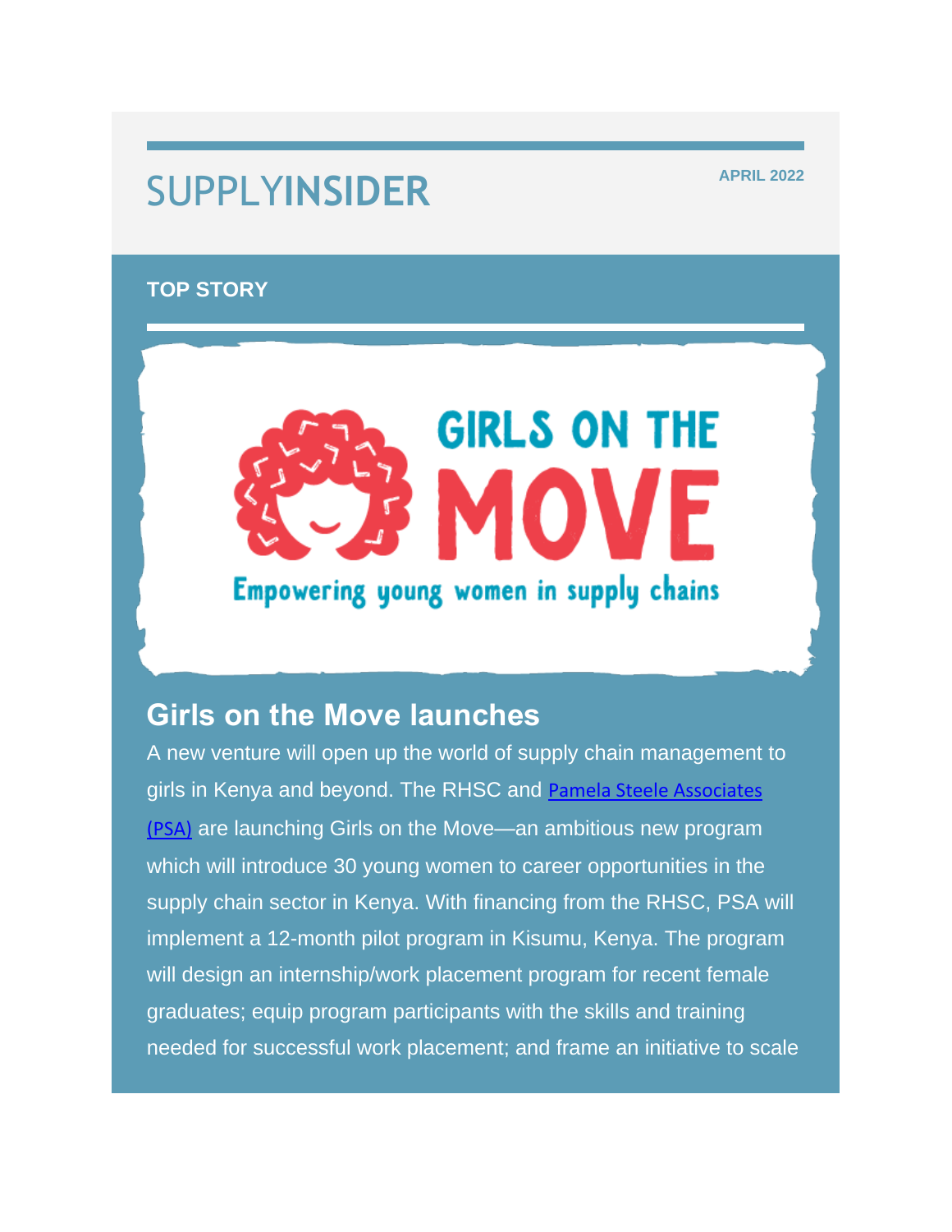# SUPPLYINSIDER

APRIL 2022

**TOP STORY**

GIRLS ON THE MOVE

Empowering young women in supply chains

## Girls on the Move launches

A new venture will open up the world of supply chain management to girls in Kenya and beyond. The RHSC and [Pamela Steele Associates (PSA)](#) are launching Girls on the Move—an ambitious new program which will introduce 30 young women to career opportunities in the supply chain sector in Kenya. With financing from the RHSC, PSA will implement a 12-month pilot program in Kisumu, Kenya. The program will design an internship/work placement program for recent female graduates; equip program participants with the skills and training needed for successful work placement; and frame an initiative to scale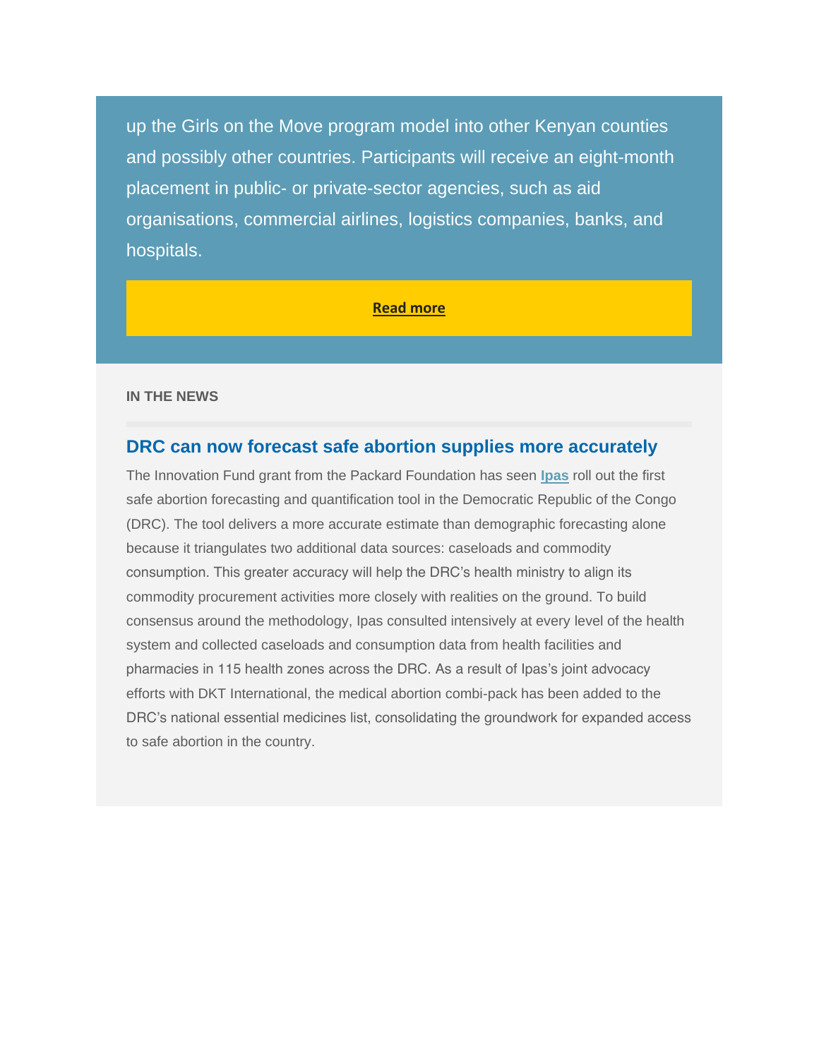up the Girls on the Move program model into other Kenyan counties and possibly other countries. Participants will receive an eight-month placement in public- or private-sector agencies, such as aid organisations, commercial airlines, logistics companies, banks, and hospitals.

**Read more**

**IN THE NEWS**

## DRC can now forecast safe abortion supplies more accurately

The Innovation Fund grant from the Packard Foundation has seen **Ipas** roll out the first safe abortion forecasting and quantification tool in the Democratic Republic of the Congo (DRC). The tool delivers a more accurate estimate than demographic forecasting alone because it triangulates two additional data sources: caseloads and commodity consumption. This greater accuracy will help the DRC's health ministry to align its commodity procurement activities more closely with realities on the ground. To build consensus around the methodology, Ipas consulted intensively at every level of the health system and collected caseloads and consumption data from health facilities and pharmacies in 115 health zones across the DRC. As a result of Ipas's joint advocacy efforts with DKT International, the medical abortion combi-pack has been added to the DRC's national essential medicines list, consolidating the groundwork for expanded access to safe abortion in the country.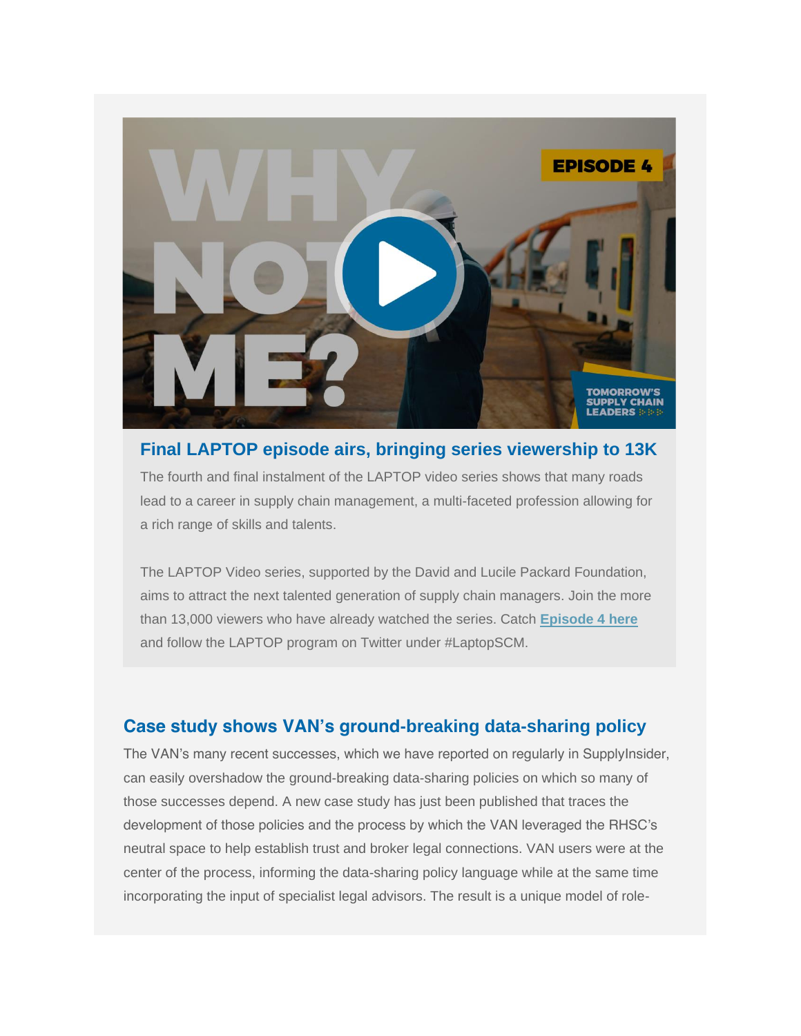## Final LAPTOP episode airs, bringing series viewership to 13K

The fourth and final instalment of the LAPTOP video series shows that many roads lead to a career in supply chain management, a multi-faceted profession allowing for a rich range of skills and talents.

The LAPTOP Video series, supported by the David and Lucile Packard Foundation, aims to attract the next talented generation of supply chain managers. Join the more than 13,000 viewers who have already watched the series. Catch **Episode 4 here** and follow the LAPTOP program on Twitter under #LaptopSCM.

## Case study shows VAN's ground-breaking data-sharing policy

The VAN's many recent successes, which we have reported on regularly in SupplyInsider, can easily overshadow the ground-breaking data-sharing policies on which so many of those successes depend. A new case study has just been published that traces the development of those policies and the process by which the VAN leveraged the RHSC's neutral space to help establish trust and broker legal connections. VAN users were at the center of the process, informing the data-sharing policy language while at the same time incorporating the input of specialist legal advisors. The result is a unique model of role-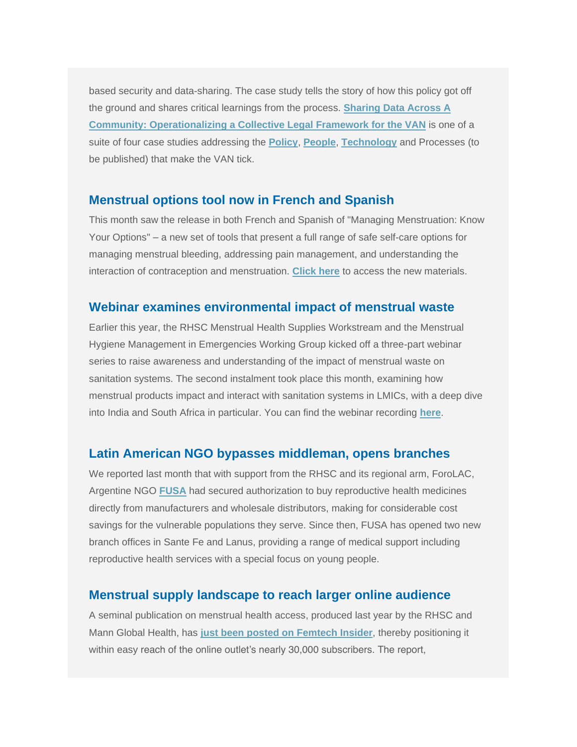based security and data-sharing. The case study tells the story of how this policy got off the ground and shares critical learnings from the process. **Sharing Data Across A Community: Operationalizing a Collective Legal Framework for the VAN** is one of a suite of four case studies addressing the **Policy**, **People**, **Technology** and Processes (to be published) that make the VAN tick.

## Menstrual options tool now in French and Spanish

This month saw the release in both French and Spanish of "Managing Menstruation: Know Your Options" – a new set of tools that present a full range of safe self-care options for managing menstrual bleeding, addressing pain management, and understanding the interaction of contraception and menstruation. **Click here** to access the new materials.

## Webinar examines environmental impact of menstrual waste

Earlier this year, the RHSC Menstrual Health Supplies Workstream and the Menstrual Hygiene Management in Emergencies Working Group kicked off a three-part webinar series to raise awareness and understanding of the impact of menstrual waste on sanitation systems. The second instalment took place this month, examining how menstrual products impact and interact with sanitation systems in LMICs, with a deep dive into India and South Africa in particular. You can find the webinar recording **here**.

## Latin American NGO bypasses middleman, opens branches

We reported last month that with support from the RHSC and its regional arm, ForoLAC, Argentine NGO **FUSA** had secured authorization to buy reproductive health medicines directly from manufacturers and wholesale distributors, making for considerable cost savings for the vulnerable populations they serve. Since then, FUSA has opened two new branch offices in Sante Fe and Lanus, providing a range of medical support including reproductive health services with a special focus on young people.

## Menstrual supply landscape to reach larger online audience

A seminal publication on menstrual health access, produced last year by the RHSC and Mann Global Health, has **just been posted on Femtech Insider**, thereby positioning it within easy reach of the online outlet's nearly 30,000 subscribers. The report,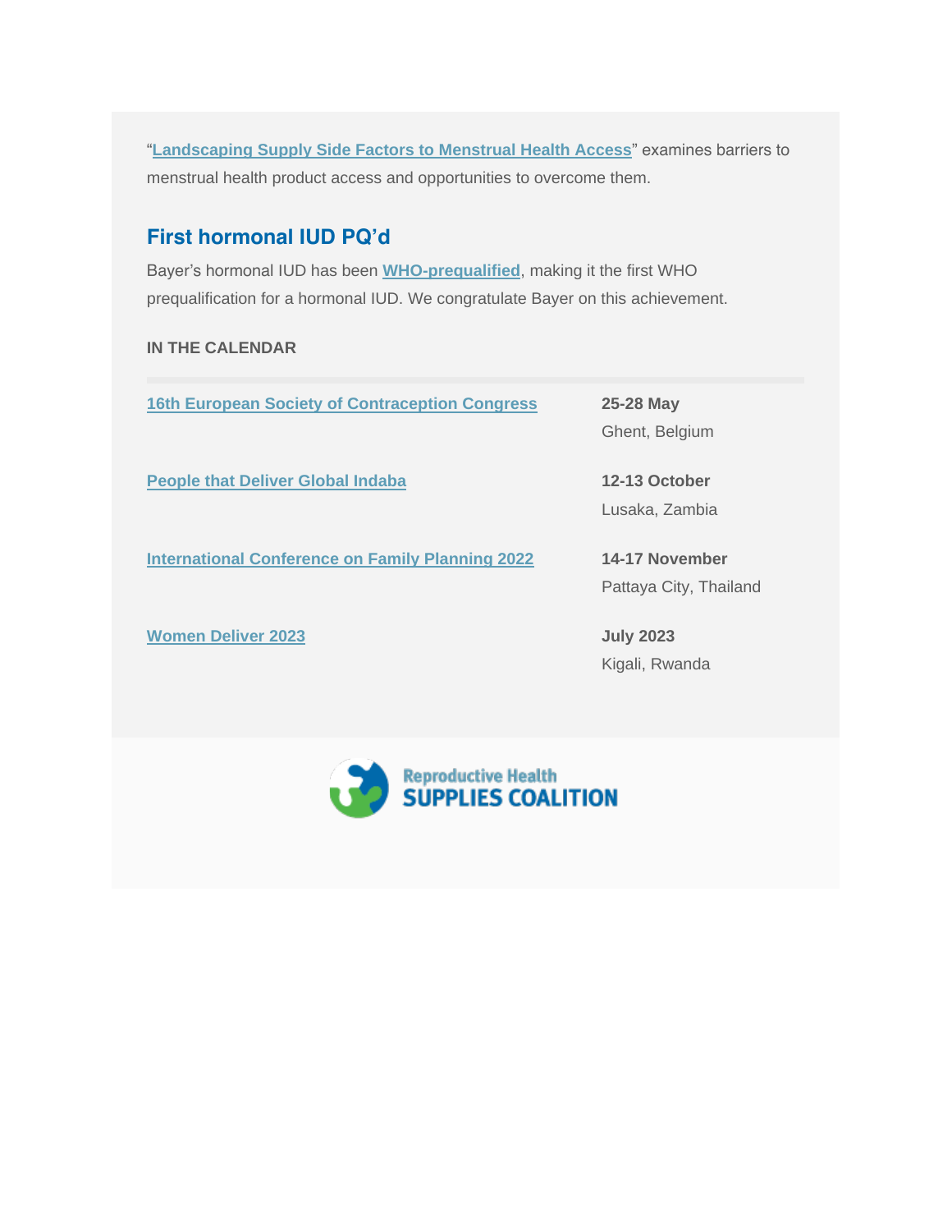"**Landscaping Supply Side Factors to Menstrual Health Access**" examines barriers to menstrual health product access and opportunities to overcome them.

## First hormonal IUD PQ'd

Bayer's hormonal IUD has been **WHO-prequalified**, making it the first WHO prequalification for a hormonal IUD. We congratulate Bayer on this achievement.

**IN THE CALENDAR**

| | |
|---|---|
| **16th European Society of Contraception Congress** | **25-28 May**<br>Ghent, Belgium |
| **People that Deliver Global Indaba** | **12-13 October**<br>Lusaka, Zambia |
| **International Conference on Family Planning 2022** | **14-17 November**<br>Pattaya City, Thailand |
| **Women Deliver 2023** | **July 2023**<br>Kigali, Rwanda |

Reproductive Health
SUPPLIES COALITION